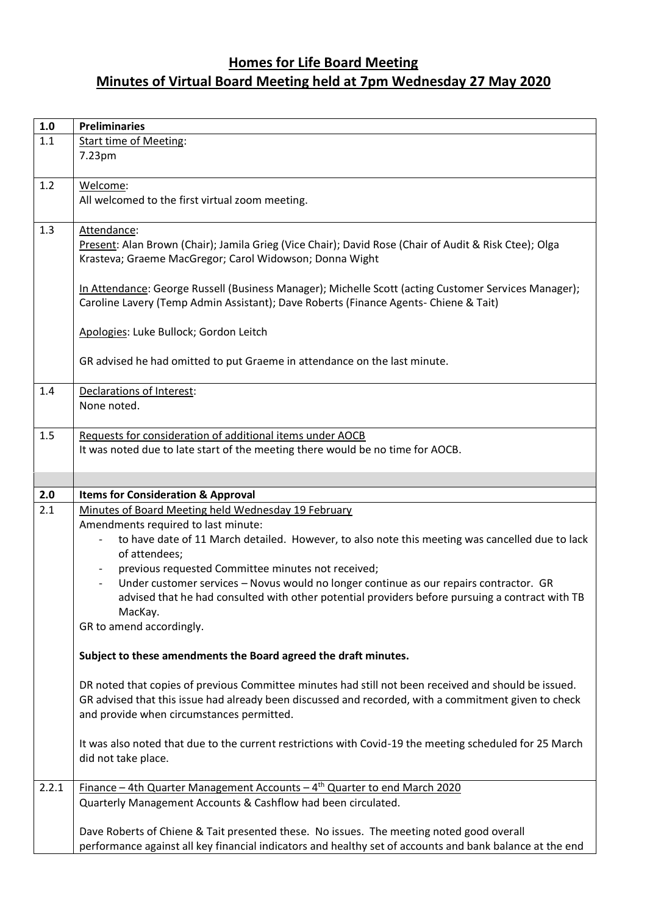# Homes for Life Board Meeting

# Minutes of Virtual Board Meeting held at 7pm Wednesday 27 May 2020

| 1.0 | Preliminaries |
|---|---|
| 1.1 | Start time of Meeting:<br>7.23pm |
| 1.2 | Welcome:<br>All welcomed to the first virtual zoom meeting. |
| 1.3 | Attendance:<br>Present: Alan Brown (Chair); Jamila Grieg (Vice Chair); David Rose (Chair of Audit & Risk Ctee); Olga Krasteva; Graeme MacGregor; Carol Widowson; Donna Wight<br><br>In Attendance: George Russell (Business Manager); Michelle Scott (acting Customer Services Manager); Caroline Lavery (Temp Admin Assistant); Dave Roberts (Finance Agents- Chiene & Tait)<br><br>Apologies: Luke Bullock; Gordon Leitch<br><br>GR advised he had omitted to put Graeme in attendance on the last minute. |
| 1.4 | Declarations of Interest:<br>None noted. |
| 1.5 | Requests for consideration of additional items under AOCB<br>It was noted due to late start of the meeting there would be no time for AOCB. |
| | |
| **2.0** | **Items for Consideration & Approval** |
| 2.1 | Minutes of Board Meeting held Wednesday 19 February<br>Amendments required to last minute:<br>- to have date of 11 March detailed. However, to also note this meeting was cancelled due to lack of attendees;<br>- previous requested Committee minutes not received;<br>- Under customer services – Novus would no longer continue as our repairs contractor. GR advised that he had consulted with other potential providers before pursuing a contract with TB MacKay.<br>GR to amend accordingly.<br><br>**Subject to these amendments the Board agreed the draft minutes.**<br><br>DR noted that copies of previous Committee minutes had still not been received and should be issued. GR advised that this issue had already been discussed and recorded, with a commitment given to check and provide when circumstances permitted.<br><br>It was also noted that due to the current restrictions with Covid-19 the meeting scheduled for 25 March did not take place. |
| 2.2.1 | Finance – 4th Quarter Management Accounts – 4th Quarter to end March 2020<br>Quarterly Management Accounts & Cashflow had been circulated.<br><br>Dave Roberts of Chiene & Tait presented these. No issues. The meeting noted good overall performance against all key financial indicators and healthy set of accounts and bank balance at the end |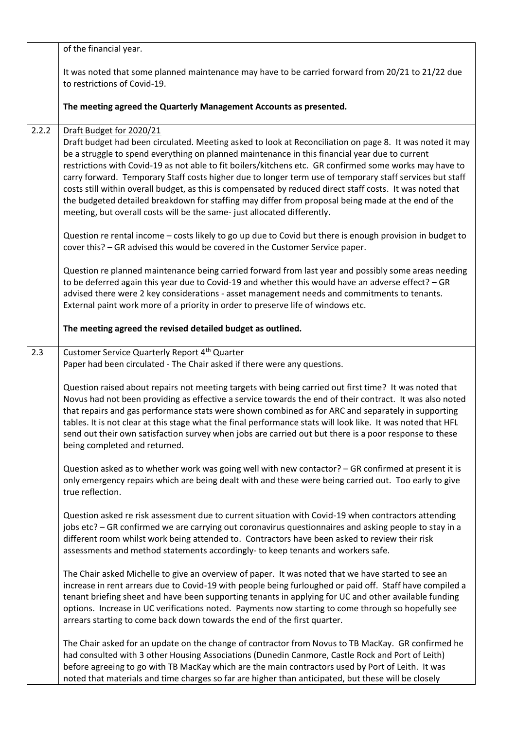| | |
|---|---|
| | of the financial year.<br><br>It was noted that some planned maintenance may have to be carried forward from 20/21 to 21/22 due to restrictions of Covid-19.<br><br>**The meeting agreed the Quarterly Management Accounts as presented.** |
| 2.2.2 | Draft Budget for 2020/21<br>Draft budget had been circulated. Meeting asked to look at Reconciliation on page 8. It was noted it may be a struggle to spend everything on planned maintenance in this financial year due to current restrictions with Covid-19 as not able to fit boilers/kitchens etc. GR confirmed some works may have to carry forward. Temporary Staff costs higher due to longer term use of temporary staff services but staff costs still within overall budget, as this is compensated by reduced direct staff costs. It was noted that the budgeted detailed breakdown for staffing may differ from proposal being made at the end of the meeting, but overall costs will be the same- just allocated differently.<br><br>Question re rental income – costs likely to go up due to Covid but there is enough provision in budget to cover this? – GR advised this would be covered in the Customer Service paper.<br><br>Question re planned maintenance being carried forward from last year and possibly some areas needing to be deferred again this year due to Covid-19 and whether this would have an adverse effect? – GR advised there were 2 key considerations - asset management needs and commitments to tenants. External paint work more of a priority in order to preserve life of windows etc.<br><br>**The meeting agreed the revised detailed budget as outlined.** |
| 2.3 | Customer Service Quarterly Report 4th Quarter<br>Paper had been circulated - The Chair asked if there were any questions.<br><br>Question raised about repairs not meeting targets with being carried out first time? It was noted that Novus had not been providing as effective a service towards the end of their contract. It was also noted that repairs and gas performance stats were shown combined as for ARC and separately in supporting tables. It is not clear at this stage what the final performance stats will look like. It was noted that HFL send out their own satisfaction survey when jobs are carried out but there is a poor response to these being completed and returned.<br><br>Question asked as to whether work was going well with new contactor? – GR confirmed at present it is only emergency repairs which are being dealt with and these were being carried out. Too early to give true reflection.<br><br>Question asked re risk assessment due to current situation with Covid-19 when contractors attending jobs etc? – GR confirmed we are carrying out coronavirus questionnaires and asking people to stay in a different room whilst work being attended to. Contractors have been asked to review their risk assessments and method statements accordingly- to keep tenants and workers safe.<br><br>The Chair asked Michelle to give an overview of paper. It was noted that we have started to see an increase in rent arrears due to Covid-19 with people being furloughed or paid off. Staff have compiled a tenant briefing sheet and have been supporting tenants in applying for UC and other available funding options. Increase in UC verifications noted. Payments now starting to come through so hopefully see arrears starting to come back down towards the end of the first quarter.<br><br>The Chair asked for an update on the change of contractor from Novus to TB MacKay. GR confirmed he had consulted with 3 other Housing Associations (Dunedin Canmore, Castle Rock and Port of Leith) before agreeing to go with TB MacKay which are the main contractors used by Port of Leith. It was noted that materials and time charges so far are higher than anticipated, but these will be closely |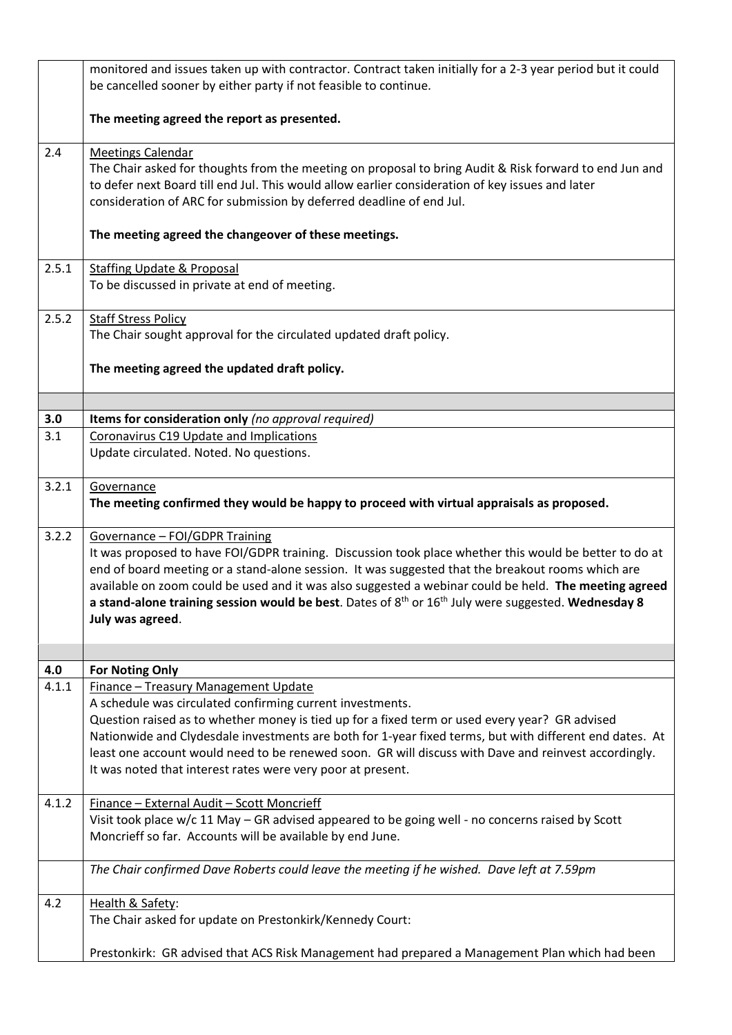| | |
|---|---|
| | monitored and issues taken up with contractor. Contract taken initially for a 2-3 year period but it could be cancelled sooner by either party if not feasible to continue.<br><br>**The meeting agreed the report as presented.** |
| 2.4 | <u>Meetings Calendar</u><br>The Chair asked for thoughts from the meeting on proposal to bring Audit & Risk forward to end Jun and to defer next Board till end Jul. This would allow earlier consideration of key issues and later consideration of ARC for submission by deferred deadline of end Jul.<br><br>**The meeting agreed the changeover of these meetings.** |
| 2.5.1 | <u>Staffing Update & Proposal</u><br>To be discussed in private at end of meeting. |
| 2.5.2 | <u>Staff Stress Policy</u><br>The Chair sought approval for the circulated updated draft policy.<br><br>**The meeting agreed the updated draft policy.** |
| | |
| **3.0** | **Items for consideration only** *(no approval required)* |
| 3.1 | <u>Coronavirus C19 Update and Implications</u><br>Update circulated. Noted. No questions. |
| 3.2.1 | <u>Governance</u><br>**The meeting confirmed they would be happy to proceed with virtual appraisals as proposed.** |
| 3.2.2 | <u>Governance – FOI/GDPR Training</u><br>It was proposed to have FOI/GDPR training. Discussion took place whether this would be better to do at end of board meeting or a stand-alone session. It was suggested that the breakout rooms which are available on zoom could be used and it was also suggested a webinar could be held. **The meeting agreed a stand-alone training session would be best**. Dates of 8th or 16th July were suggested. **Wednesday 8 July was agreed**. |
| | |
| **4.0** | **For Noting Only** |
| 4.1.1 | <u>Finance – Treasury Management Update</u><br>A schedule was circulated confirming current investments.<br>Question raised as to whether money is tied up for a fixed term or used every year? GR advised Nationwide and Clydesdale investments are both for 1-year fixed terms, but with different end dates. At least one account would need to be renewed soon. GR will discuss with Dave and reinvest accordingly. It was noted that interest rates were very poor at present. |
| 4.1.2 | <u>Finance – External Audit – Scott Moncrieff</u><br>Visit took place w/c 11 May – GR advised appeared to be going well - no concerns raised by Scott Moncrieff so far. Accounts will be available by end June. |
| | *The Chair confirmed Dave Roberts could leave the meeting if he wished. Dave left at 7.59pm* |
| 4.2 | <u>Health & Safety</u>:<br>The Chair asked for update on Prestonkirk/Kennedy Court:<br><br>Prestonkirk: GR advised that ACS Risk Management had prepared a Management Plan which had been |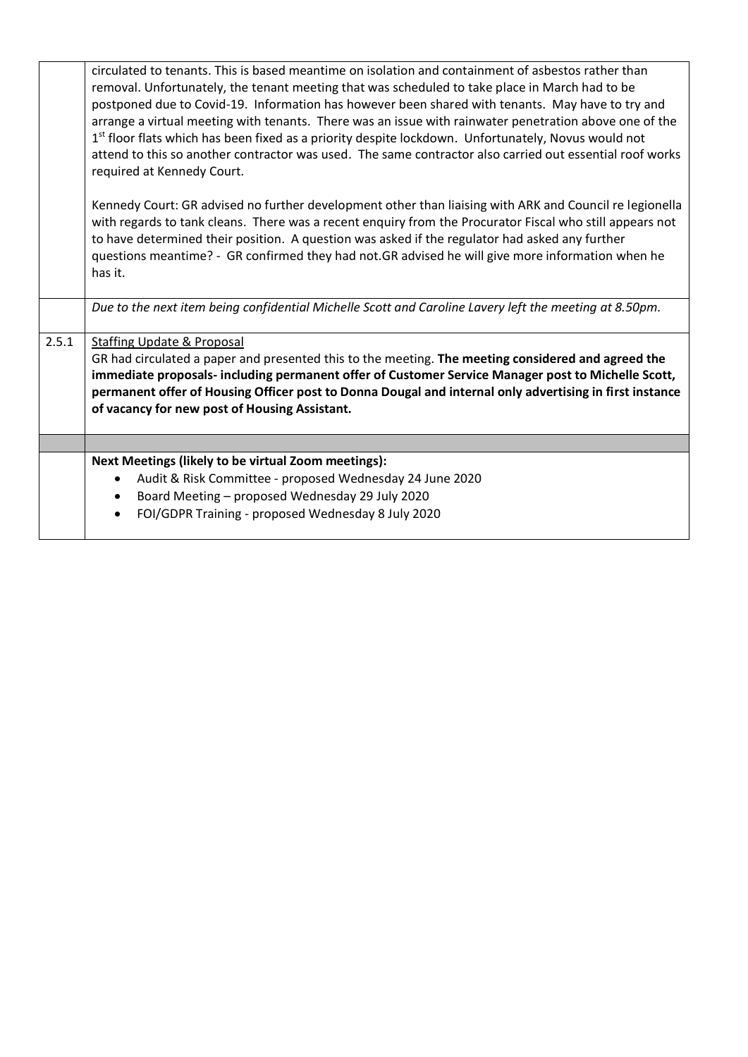| | |
|---|---|
| | circulated to tenants. This is based meantime on isolation and containment of asbestos rather than removal. Unfortunately, the tenant meeting that was scheduled to take place in March had to be postponed due to Covid-19. Information has however been shared with tenants. May have to try and arrange a virtual meeting with tenants. There was an issue with rainwater penetration above one of the 1st floor flats which has been fixed as a priority despite lockdown. Unfortunately, Novus would not attend to this so another contractor was used. The same contractor also carried out essential roof works required at Kennedy Court.<br><br>Kennedy Court: GR advised no further development other than liaising with ARK and Council re legionella with regards to tank cleans. There was a recent enquiry from the Procurator Fiscal who still appears not to have determined their position. A question was asked if the regulator had asked any further questions meantime? - GR confirmed they had not.GR advised he will give more information when he has it. |
| | *Due to the next item being confidential Michelle Scott and Caroline Lavery left the meeting at 8.50pm.* |
| 2.5.1 | Staffing Update & Proposal<br>GR had circulated a paper and presented this to the meeting. **The meeting considered and agreed the immediate proposals- including permanent offer of Customer Service Manager post to Michelle Scott, permanent offer of Housing Officer post to Donna Dougal and internal only advertising in first instance of vacancy for new post of Housing Assistant.** |
| | |
| | **Next Meetings (likely to be virtual Zoom meetings):**<br>• Audit & Risk Committee - proposed Wednesday 24 June 2020<br>• Board Meeting – proposed Wednesday 29 July 2020<br>• FOI/GDPR Training - proposed Wednesday 8 July 2020 |